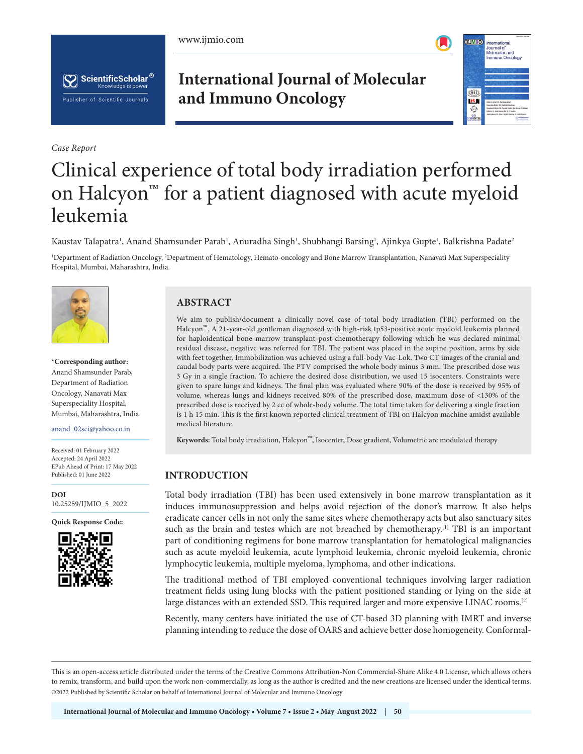*Case Report*

# Clinical experience of total body irradiation performed on Halcyon™ for a patient diagnosed with acute myeloid leukemia

Kaustav Talapatra[1], Anand Shamsunder Parab[1], Anuradha Singh[1], Shubhangi Barsing[1], Ajinkya Gupte[1], Balkrishna Padate[2]

[1]Department of Radiation Oncology, [2]Department of Hematology, Hemato-oncology and Bone Marrow Transplantation, Nanavati Max Superspeciality Hospital, Mumbai, Maharashtra, India.

**\*Corresponding author:**
Anand Shamsunder Parab,
Department of Radiation Oncology, Nanavati Max Superspeciality Hospital, Mumbai, Maharashtra, India.

anand_02sci@yahoo.co.in

Received: 01 February 2022
Accepted: 24 April 2022
EPub Ahead of Print: 17 May 2022
Published: 01 June 2022

**DOI**
10.25259/IJMIO_5_2022

**Quick Response Code:**

## ABSTRACT

We aim to publish/document a clinically novel case of total body irradiation (TBI) performed on the Halcyon™. A 21-year-old gentleman diagnosed with high-risk tp53-positive acute myeloid leukemia planned for haploidentical bone marrow transplant post-chemotherapy following which he was declared minimal residual disease, negative was referred for TBI. The patient was placed in the supine position, arms by side with feet together. Immobilization was achieved using a full-body Vac-Lok. Two CT images of the cranial and caudal body parts were acquired. The PTV comprised the whole body minus 3 mm. The prescribed dose was 3 Gy in a single fraction. To achieve the desired dose distribution, we used 15 isocenters. Constraints were given to spare lungs and kidneys. The final plan was evaluated where 90% of the dose is received by 95% of volume, whereas lungs and kidneys received 80% of the prescribed dose, maximum dose of <130% of the prescribed dose is received by 2 cc of whole-body volume. The total time taken for delivering a single fraction is 1 h 15 min. This is the first known reported clinical treatment of TBI on Halcyon machine amidst available medical literature.

**Keywords:** Total body irradiation, Halcyon™, Isocenter, Dose gradient, Volumetric arc modulated therapy

## INTRODUCTION

Total body irradiation (TBI) has been used extensively in bone marrow transplantation as it induces immunosuppression and helps avoid rejection of the donor's marrow. It also helps eradicate cancer cells in not only the same sites where chemotherapy acts but also sanctuary sites such as the brain and testes which are not breached by chemotherapy.[1] TBI is an important part of conditioning regimens for bone marrow transplantation for hematological malignancies such as acute myeloid leukemia, acute lymphoid leukemia, chronic myeloid leukemia, chronic lymphocytic leukemia, multiple myeloma, lymphoma, and other indications.

The traditional method of TBI employed conventional techniques involving larger radiation treatment fields using lung blocks with the patient positioned standing or lying on the side at large distances with an extended SSD. This required larger and more expensive LINAC rooms.[2]

Recently, many centers have initiated the use of CT-based 3D planning with IMRT and inverse planning intending to reduce the dose of OARS and achieve better dose homogeneity. Conformal-

This is an open-access article distributed under the terms of the Creative Commons Attribution-Non Commercial-Share Alike 4.0 License, which allows others to remix, transform, and build upon the work non-commercially, as long as the author is credited and the new creations are licensed under the identical terms.
©2022 Published by Scientific Scholar on behalf of International Journal of Molecular and Immuno Oncology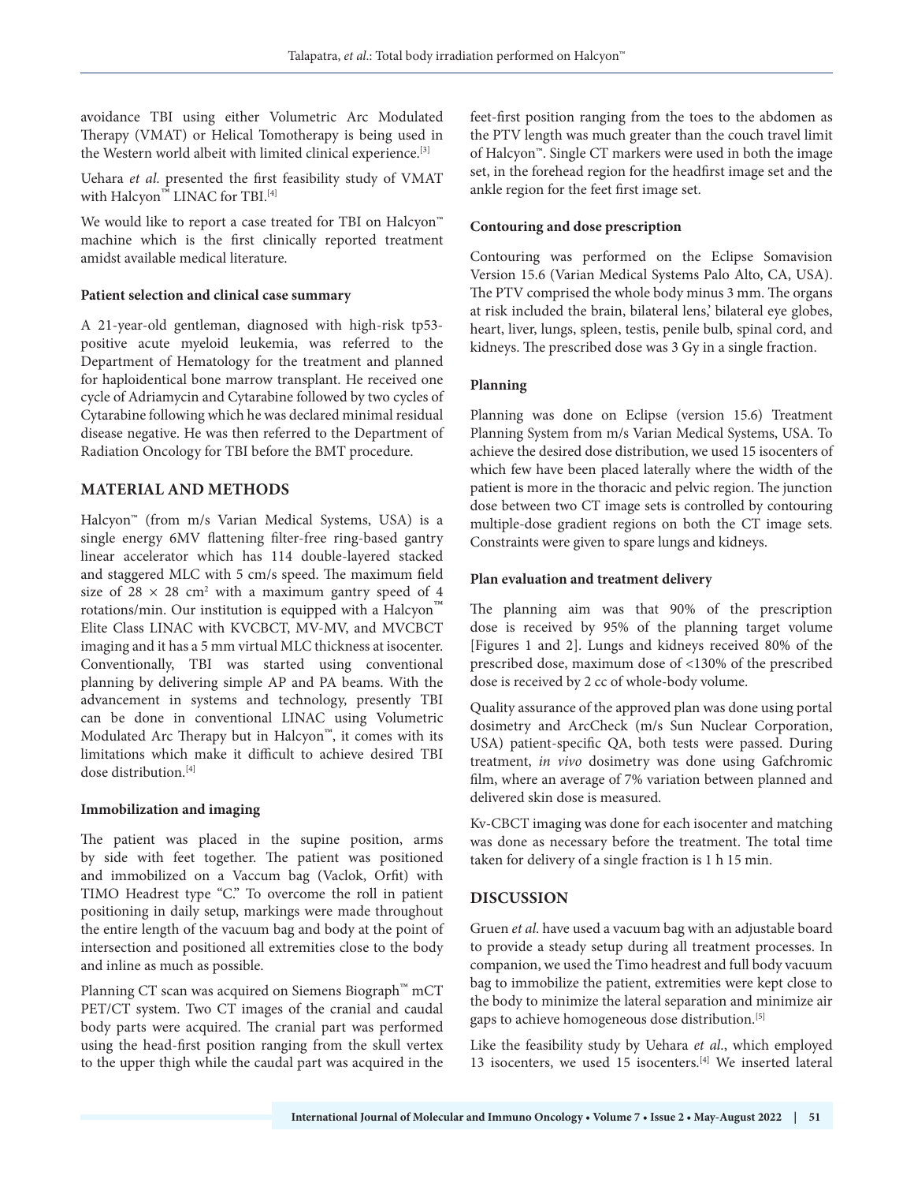avoidance TBI using either Volumetric Arc Modulated Therapy (VMAT) or Helical Tomotherapy is being used in the Western world albeit with limited clinical experience.[3]

Uehara *et al*. presented the first feasibility study of VMAT with Halcyon™ LINAC for TBI.[4]

We would like to report a case treated for TBI on Halcyon™ machine which is the first clinically reported treatment amidst available medical literature.

**Patient selection and clinical case summary**

A 21-year-old gentleman, diagnosed with high-risk tp53-positive acute myeloid leukemia, was referred to the Department of Hematology for the treatment and planned for haploidentical bone marrow transplant. He received one cycle of Adriamycin and Cytarabine followed by two cycles of Cytarabine following which he was declared minimal residual disease negative. He was then referred to the Department of Radiation Oncology for TBI before the BMT procedure.

## MATERIAL AND METHODS

Halcyon™ (from m/s Varian Medical Systems, USA) is a single energy 6MV flattening filter-free ring-based gantry linear accelerator which has 114 double-layered stacked and staggered MLC with 5 cm/s speed. The maximum field size of $28 \times 28$ cm$^2$ with a maximum gantry speed of 4 rotations/min. Our institution is equipped with a Halcyon™ Elite Class LINAC with KVCBCT, MV-MV, and MVCBCT imaging and it has a 5 mm virtual MLC thickness at isocenter. Conventionally, TBI was started using conventional planning by delivering simple AP and PA beams. With the advancement in systems and technology, presently TBI can be done in conventional LINAC using Volumetric Modulated Arc Therapy but in Halcyon™, it comes with its limitations which make it difficult to achieve desired TBI dose distribution.[4]

**Immobilization and imaging**

The patient was placed in the supine position, arms by side with feet together. The patient was positioned and immobilized on a Vaccum bag (Vaclok, Orfit) with TIMO Headrest type "C." To overcome the roll in patient positioning in daily setup, markings were made throughout the entire length of the vacuum bag and body at the point of intersection and positioned all extremities close to the body and inline as much as possible.

Planning CT scan was acquired on Siemens Biograph™ mCT PET/CT system. Two CT images of the cranial and caudal body parts were acquired. The cranial part was performed using the head-first position ranging from the skull vertex to the upper thigh while the caudal part was acquired in the feet-first position ranging from the toes to the abdomen as the PTV length was much greater than the couch travel limit of Halcyon™. Single CT markers were used in both the image set, in the forehead region for the headfirst image set and the ankle region for the feet first image set.

**Contouring and dose prescription**

Contouring was performed on the Eclipse Somavision Version 15.6 (Varian Medical Systems Palo Alto, CA, USA). The PTV comprised the whole body minus 3 mm. The organs at risk included the brain, bilateral lens,' bilateral eye globes, heart, liver, lungs, spleen, testis, penile bulb, spinal cord, and kidneys. The prescribed dose was 3 Gy in a single fraction.

**Planning**

Planning was done on Eclipse (version 15.6) Treatment Planning System from m/s Varian Medical Systems, USA. To achieve the desired dose distribution, we used 15 isocenters of which few have been placed laterally where the width of the patient is more in the thoracic and pelvic region. The junction dose between two CT image sets is controlled by contouring multiple-dose gradient regions on both the CT image sets. Constraints were given to spare lungs and kidneys.

**Plan evaluation and treatment delivery**

The planning aim was that 90% of the prescription dose is received by 95% of the planning target volume [Figures 1 and 2]. Lungs and kidneys received 80% of the prescribed dose, maximum dose of <130% of the prescribed dose is received by 2 cc of whole-body volume.

Quality assurance of the approved plan was done using portal dosimetry and ArcCheck (m/s Sun Nuclear Corporation, USA) patient-specific QA, both tests were passed. During treatment, *in vivo* dosimetry was done using Gafchromic film, where an average of 7% variation between planned and delivered skin dose is measured.

Kv-CBCT imaging was done for each isocenter and matching was done as necessary before the treatment. The total time taken for delivery of a single fraction is 1 h 15 min.

## DISCUSSION

Gruen *et al*. have used a vacuum bag with an adjustable board to provide a steady setup during all treatment processes. In companion, we used the Timo headrest and full body vacuum bag to immobilize the patient, extremities were kept close to the body to minimize the lateral separation and minimize air gaps to achieve homogeneous dose distribution.[5]

Like the feasibility study by Uehara *et al*., which employed 13 isocenters, we used 15 isocenters.[4] We inserted lateral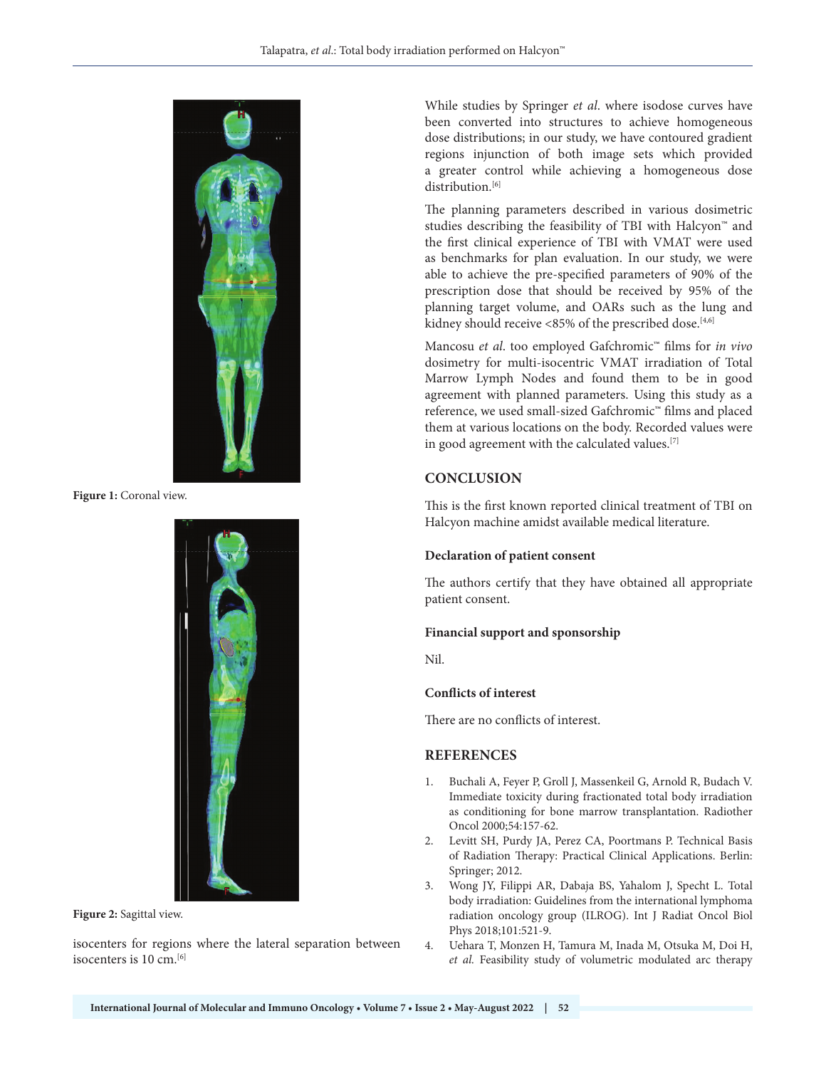Figure 1: Coronal view.

Figure 2: Sagittal view.

isocenters for regions where the lateral separation between isocenters is 10 cm.[6]

While studies by Springer *et al*. where isodose curves have been converted into structures to achieve homogeneous dose distributions; in our study, we have contoured gradient regions injunction of both image sets which provided a greater control while achieving a homogeneous dose distribution.[6]

The planning parameters described in various dosimetric studies describing the feasibility of TBI with Halcyon™ and the first clinical experience of TBI with VMAT were used as benchmarks for plan evaluation. In our study, we were able to achieve the pre-specified parameters of 90% of the prescription dose that should be received by 95% of the planning target volume, and OARs such as the lung and kidney should receive <85% of the prescribed dose.[4,6]

Mancosu *et al*. too employed Gafchromic™ films for *in vivo* dosimetry for multi-isocentric VMAT irradiation of Total Marrow Lymph Nodes and found them to be in good agreement with planned parameters. Using this study as a reference, we used small-sized Gafchromic™ films and placed them at various locations on the body. Recorded values were in good agreement with the calculated values.[7]

## CONCLUSION

This is the first known reported clinical treatment of TBI on Halcyon machine amidst available medical literature.

### Declaration of patient consent

The authors certify that they have obtained all appropriate patient consent.

### Financial support and sponsorship

Nil.

### Conflicts of interest

There are no conflicts of interest.

## REFERENCES

1. Buchali A, Feyer P, Groll J, Massenkeil G, Arnold R, Budach V. Immediate toxicity during fractionated total body irradiation as conditioning for bone marrow transplantation. Radiother Oncol 2000;54:157-62.
2. Levitt SH, Purdy JA, Perez CA, Poortmans P. Technical Basis of Radiation Therapy: Practical Clinical Applications. Berlin: Springer; 2012.
3. Wong JY, Filippi AR, Dabaja BS, Yahalom J, Specht L. Total body irradiation: Guidelines from the international lymphoma radiation oncology group (ILROG). Int J Radiat Oncol Biol Phys 2018;101:521-9.
4. Uehara T, Monzen H, Tamura M, Inada M, Otsuka M, Doi H, *et al.* Feasibility study of volumetric modulated arc therapy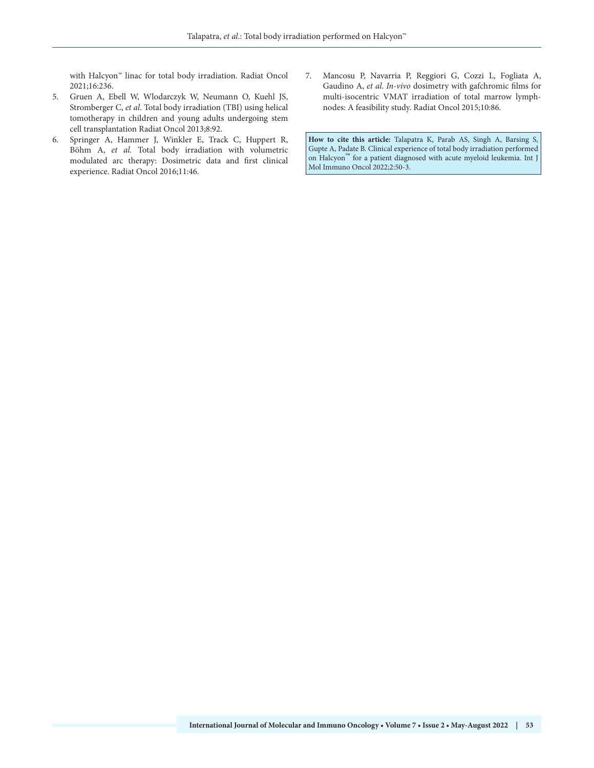with Halcyon™ linac for total body irradiation. Radiat Oncol 2021;16:236.

5. Gruen A, Ebell W, Wlodarczyk W, Neumann O, Kuehl JS, Stromberger C, *et al*. Total body irradiation (TBI) using helical tomotherapy in children and young adults undergoing stem cell transplantation Radiat Oncol 2013;8:92.
6. Springer A, Hammer J, Winkler E, Track C, Huppert R, Böhm A, *et al*. Total body irradiation with volumetric modulated arc therapy: Dosimetric data and first clinical experience. Radiat Oncol 2016;11:46.
7. Mancosu P, Navarria P, Reggiori G, Cozzi L, Fogliata A, Gaudino A, *et al*. *In-vivo* dosimetry with gafchromic films for multi-isocentric VMAT irradiation of total marrow lymph-nodes: A feasibility study. Radiat Oncol 2015;10:86.

**How to cite this article:** Talapatra K, Parab AS, Singh A, Barsing S, Gupte A, Padate B. Clinical experience of total body irradiation performed on Halcyon™ for a patient diagnosed with acute myeloid leukemia. Int J Mol Immuno Oncol 2022;2:50-3.